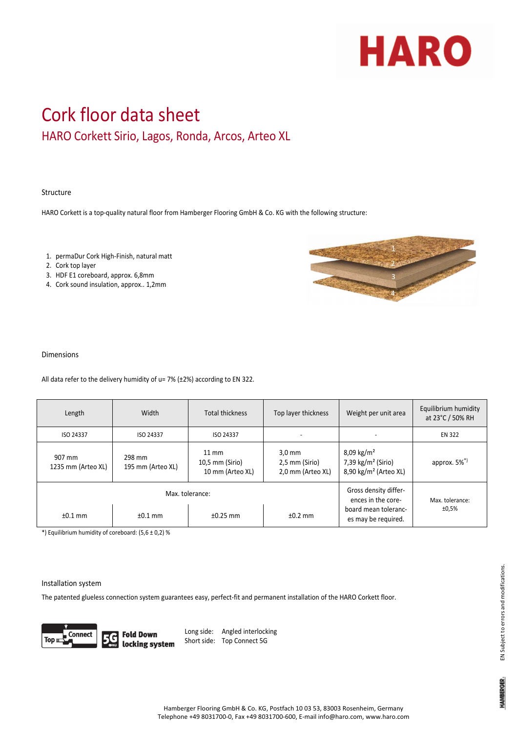# Cork floor data sheet

## HARO Corkett Sirio, Lagos, Ronda, Arcos, Arteo XL

### Structure

HARO Corkett is a top-quality natural floor from Hamberger Flooring GmbH & Co. KG with the following structure:

1. permaDur Cork High-Finish, natural matt
2. Cork top layer
3. HDF E1 coreboard, approx. 6,8mm
4. Cork sound insulation, approx.. 1,2mm

### Dimensions

All data refer to the delivery humidity of u= 7% (±2%) according to EN 322.

| Length | Width | Total thickness | Top layer thickness | Weight per unit area | Equilibrium humidity at 23°C / 50% RH |
|---|---|---|---|---|---|
| ISO 24337 | ISO 24337 | ISO 24337 | - | - | EN 322 |
| 907 mm<br>1235 mm (Arteo XL) | 298 mm<br>195 mm (Arteo XL) | 11 mm<br>10,5 mm (Sirio)<br>10 mm (Arteo XL) | 3,0 mm<br>2,5 mm (Sirio)<br>2,0 mm (Arteo XL) | 8,09 kg/m²<br>7,39 kg/m² (Sirio)<br>8,90 kg/m² (Arteo XL) | approx. 5%*) |
| Max. tolerance: | | | | Gross density differences in the coreboard mean tolerances may be required. | Max. tolerance: ±0,5% |
| ±0.1 mm | ±0.1 mm | ±0.25 mm | ±0.2 mm | | |

*) Equilibrium humidity of coreboard: (5,6 ± 0,2) %

### Installation system

The patented glueless connection system guarantees easy, perfect-fit and permanent installation of the HARO Corkett floor.

Top Connect | 5G Fold Down locking system

Long side: Angled interlocking
Short side: Top Connect 5G

EN Subject to errors and modifications.

Hamberger Flooring GmbH & Co. KG, Postfach 10 03 53, 83003 Rosenheim, Germany
Telephone +49 8031700-0, Fax +49 8031700-600, E-mail info@haro.com, www.haro.com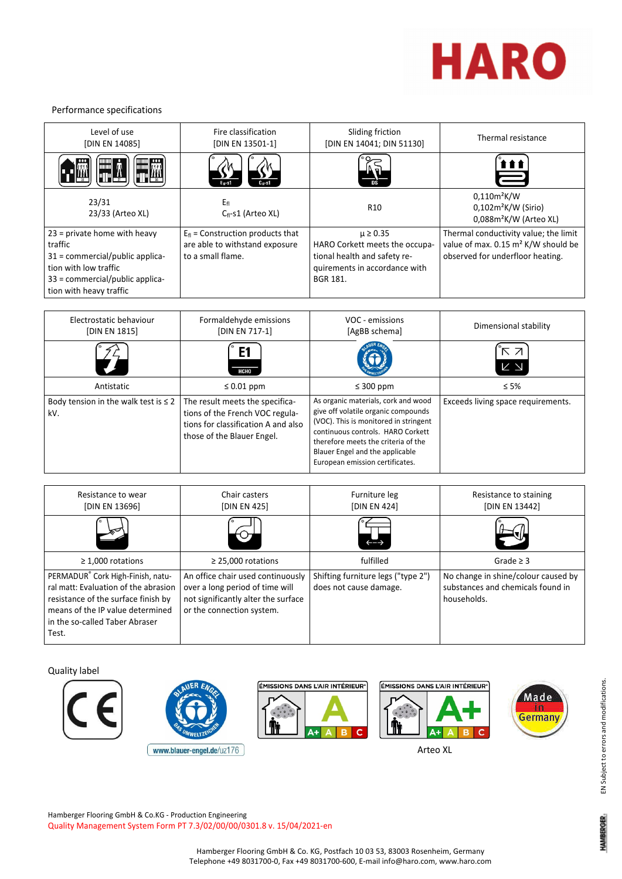Performance specifications

| Level of use [DIN EN 14085] | Fire classification [DIN EN 13501-1] | Sliding friction [DIN EN 14041; DIN 51130] | Thermal resistance |
|---|---|---|---|
| 23/31<br>23/33 (Arteo XL) | $E_{fl}$<br>$C_{fl}$-s1 (Arteo XL) | R10 | 0,110m²K/W<br>0,102m²K/W (Sirio)<br>0,088m²K/W (Arteo XL) |
| 23 = private home with heavy traffic<br>31 = commercial/public application with low traffic<br>33 = commercial/public application with heavy traffic | $E_{fl}$ = Construction products that are able to withstand exposure to a small flame. | µ ≥ 0.35<br>HARO Corkett meets the occupational health and safety requirements in accordance with BGR 181. | Thermal conductivity value; the limit value of max. 0.15 m² K/W should be observed for underfloor heating. |

| Electrostatic behaviour [DIN EN 1815] | Formaldehyde emissions [DIN EN 717-1] | VOC - emissions [AgBB schema] | Dimensional stability |
|---|---|---|---|
| Antistatic | ≤ 0.01 ppm | ≤ 300 ppm | ≤ 5% |
| Body tension in the walk test is ≤ 2 kV. | The result meets the specifications of the French VOC regulations for classification A and also those of the Blauer Engel. | As organic materials, cork and wood give off volatile organic compounds (VOC). This is monitored in stringent continuous controls. HARO Corkett therefore meets the criteria of the Blauer Engel and the applicable European emission certificates. | Exceeds living space requirements. |

| Resistance to wear [DIN EN 13696] | Chair casters [DIN EN 425] | Furniture leg [DIN EN 424] | Resistance to staining [DIN EN 13442] |
|---|---|---|---|
| ≥ 1,000 rotations | ≥ 25,000 rotations | fulfilled | Grade ≥ 3 |
| PERMADUR® Cork High-Finish, natural matt: Evaluation of the abrasion resistance of the surface finish by means of the IP value determined in the so-called Taber Abraser Test. | An office chair used continuously over a long period of time will not significantly alter the surface or the connection system. | Shifting furniture legs ("type 2") does not cause damage. | No change in shine/colour caused by substances and chemicals found in households. |

Quality label

www.blauer-engel.de/uz176

Arteo XL

Hamberger Flooring GmbH & Co.KG - Production Engineering
Quality Management System Form PT 7.3/02/00/00/0301.8 v. 15/04/2021-en

Hamberger Flooring GmbH & Co. KG, Postfach 10 03 53, 83003 Rosenheim, Germany
Telephone +49 8031700-0, Fax +49 8031700-600, E-mail info@haro.com, www.haro.com

EN Subject to errors and modifications.